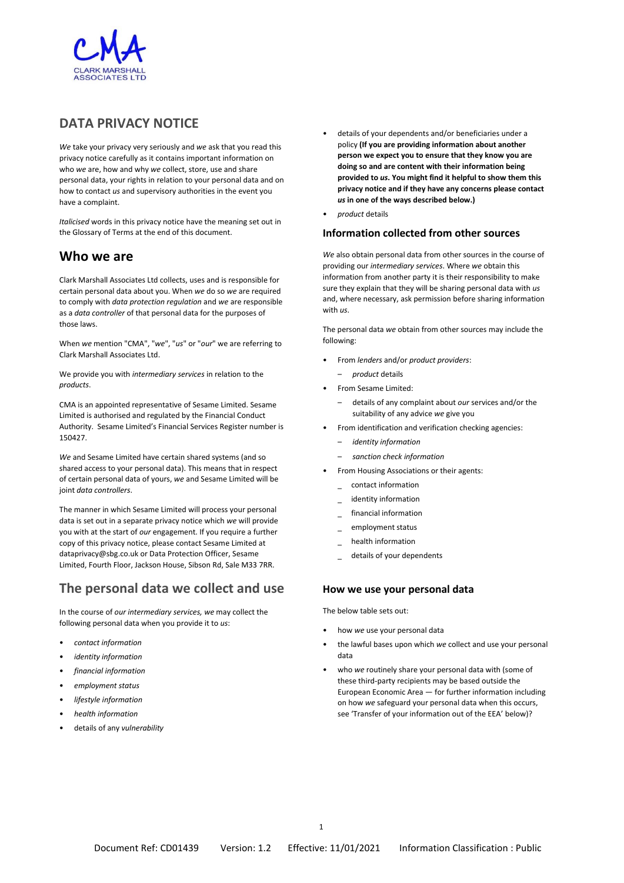# DATA PRIVACY NOTICE

*We* take your privacy very seriously and *we* ask that you read this privacy notice carefully as it contains important information on who *we* are, how and why *we* collect, store, use and share personal data, your rights in relation to your personal data and on how to contact *us* and supervisory authorities in the event you have a complaint.

*Italicised* words in this privacy notice have the meaning set out in the Glossary of Terms at the end of this document.

## Who we are

Clark Marshall Associates Ltd collects, uses and is responsible for certain personal data about you. When *we* do so *we* are required to comply with *data protection regulation* and *we* are responsible as a *data controller* of that personal data for the purposes of those laws.

When *we* mention "CMA", "*we*", "*us*" or "*our*" we are referring to Clark Marshall Associates Ltd.

We provide you with *intermediary services* in relation to the *products*.

CMA is an appointed representative of Sesame Limited. Sesame Limited is authorised and regulated by the Financial Conduct Authority. Sesame Limited's Financial Services Register number is 150427.

*We* and Sesame Limited have certain shared systems (and so shared access to your personal data). This means that in respect of certain personal data of yours, *we* and Sesame Limited will be joint *data controllers*.

The manner in which Sesame Limited will process your personal data is set out in a separate privacy notice which *we* will provide you with at the start of *our* engagement. If you require a further copy of this privacy notice, please contact Sesame Limited at dataprivacy@sbg.co.uk or Data Protection Officer, Sesame Limited, Fourth Floor, Jackson House, Sibson Rd, Sale M33 7RR.

## The personal data we collect and use

In the course of *our intermediary services, we* may collect the following personal data when you provide it to *us*:

- *contact information*
- *identity information*
- *financial information*
- *employment status*
- *lifestyle information*
- *health information*
- details of any *vulnerability*
- details of your dependents and/or beneficiaries under a policy **(If you are providing information about another person we expect you to ensure that they know you are doing so and are content with their information being provided to *us*. You might find it helpful to show them this privacy notice and if they have any concerns please contact *us* in one of the ways described below.)**
- *product* details

### Information collected from other sources

*We* also obtain personal data from other sources in the course of providing our *intermediary services*. Where *we* obtain this information from another party it is their responsibility to make sure they explain that they will be sharing personal data with *us* and, where necessary, ask permission before sharing information with *us*.

The personal data *we* obtain from other sources may include the following:

- From *lenders* and/or *product providers*:
  - *product* details
- From Sesame Limited:
  - details of any complaint about *our* services and/or the suitability of any advice *we* give you
- From identification and verification checking agencies:
  - *identity information*
  - *sanction check information*
- From Housing Associations or their agents:
  - contact information
  - identity information
  - financial information
  - employment status
  - health information
  - details of your dependents

### How we use your personal data

The below table sets out:

- how *we* use your personal data
- the lawful bases upon which *we* collect and use your personal data
- who *we* routinely share your personal data with (some of these third-party recipients may be based outside the European Economic Area — for further information including on how *we* safeguard your personal data when this occurs, see 'Transfer of your information out of the EEA' below)?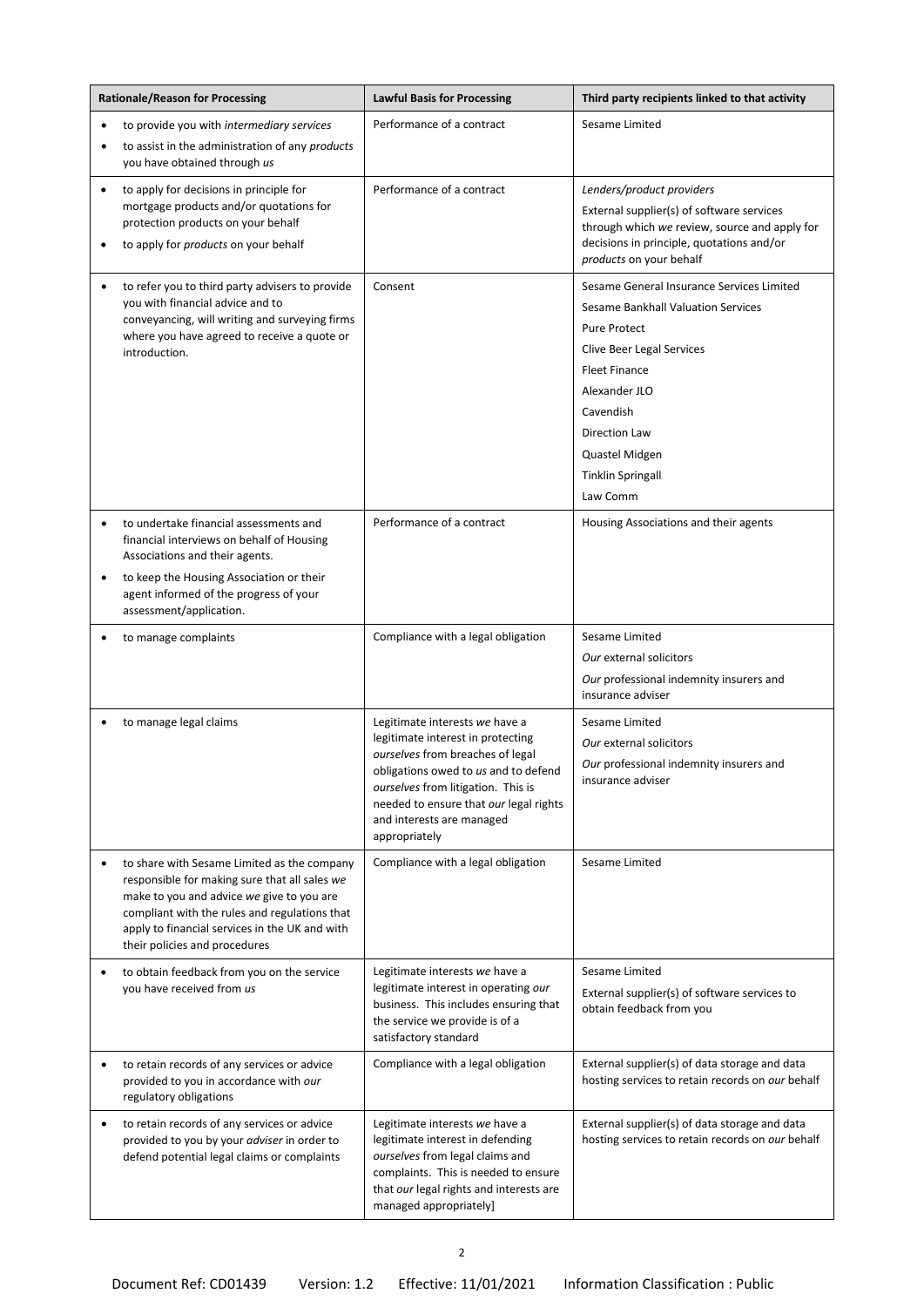| Rationale/Reason for Processing | Lawful Basis for Processing | Third party recipients linked to that activity |
|---|---|---|
| • to provide you with *intermediary services*<br>• to assist in the administration of any *products* you have obtained through *us* | Performance of a contract | Sesame Limited |
| • to apply for decisions in principle for mortgage products and/or quotations for protection products on your behalf<br>• to apply for *products* on your behalf | Performance of a contract | *Lenders/product providers*<br>External supplier(s) of software services through which *we* review, source and apply for decisions in principle, quotations and/or *products* on your behalf |
| • to refer you to third party advisers to provide you with financial advice and to conveyancing, will writing and surveying firms where you have agreed to receive a quote or introduction. | Consent | Sesame General Insurance Services Limited<br>Sesame Bankhall Valuation Services<br>Pure Protect<br>Clive Beer Legal Services<br>Fleet Finance<br>Alexander JLO<br>Cavendish<br>Direction Law<br>Quastel Midgen<br>Tinklin Springall<br>Law Comm |
| • to undertake financial assessments and financial interviews on behalf of Housing Associations and their agents.<br>• to keep the Housing Association or their agent informed of the progress of your assessment/application. | Performance of a contract | Housing Associations and their agents |
| • to manage complaints | Compliance with a legal obligation | Sesame Limited<br>*Our* external solicitors<br>*Our* professional indemnity insurers and insurance adviser |
| • to manage legal claims | Legitimate interests *we* have a legitimate interest in protecting *ourselves* from breaches of legal obligations owed to *us* and to defend *ourselves* from litigation. This is needed to ensure that *our* legal rights and interests are managed appropriately | Sesame Limited<br>*Our* external solicitors<br>*Our* professional indemnity insurers and insurance adviser |
| • to share with Sesame Limited as the company responsible for making sure that all sales *we* make to you and advice *we* give to you are compliant with the rules and regulations that apply to financial services in the UK and with their policies and procedures | Compliance with a legal obligation | Sesame Limited |
| • to obtain feedback from you on the service you have received from *us* | Legitimate interests *we* have a legitimate interest in operating *our* business. This includes ensuring that the service we provide is of a satisfactory standard | Sesame Limited<br>External supplier(s) of software services to obtain feedback from you |
| • to retain records of any services or advice provided to you in accordance with *our* regulatory obligations | Compliance with a legal obligation | External supplier(s) of data storage and data hosting services to retain records on *our* behalf |
| • to retain records of any services or advice provided to you by your *adviser* in order to defend potential legal claims or complaints | Legitimate interests *we* have a legitimate interest in defending *ourselves* from legal claims and complaints. This is needed to ensure that *our* legal rights and interests are managed appropriately] | External supplier(s) of data storage and data hosting services to retain records on *our* behalf |

Document Ref: CD01439 Version: 1.2 Effective: 11/01/2021 Information Classification : Public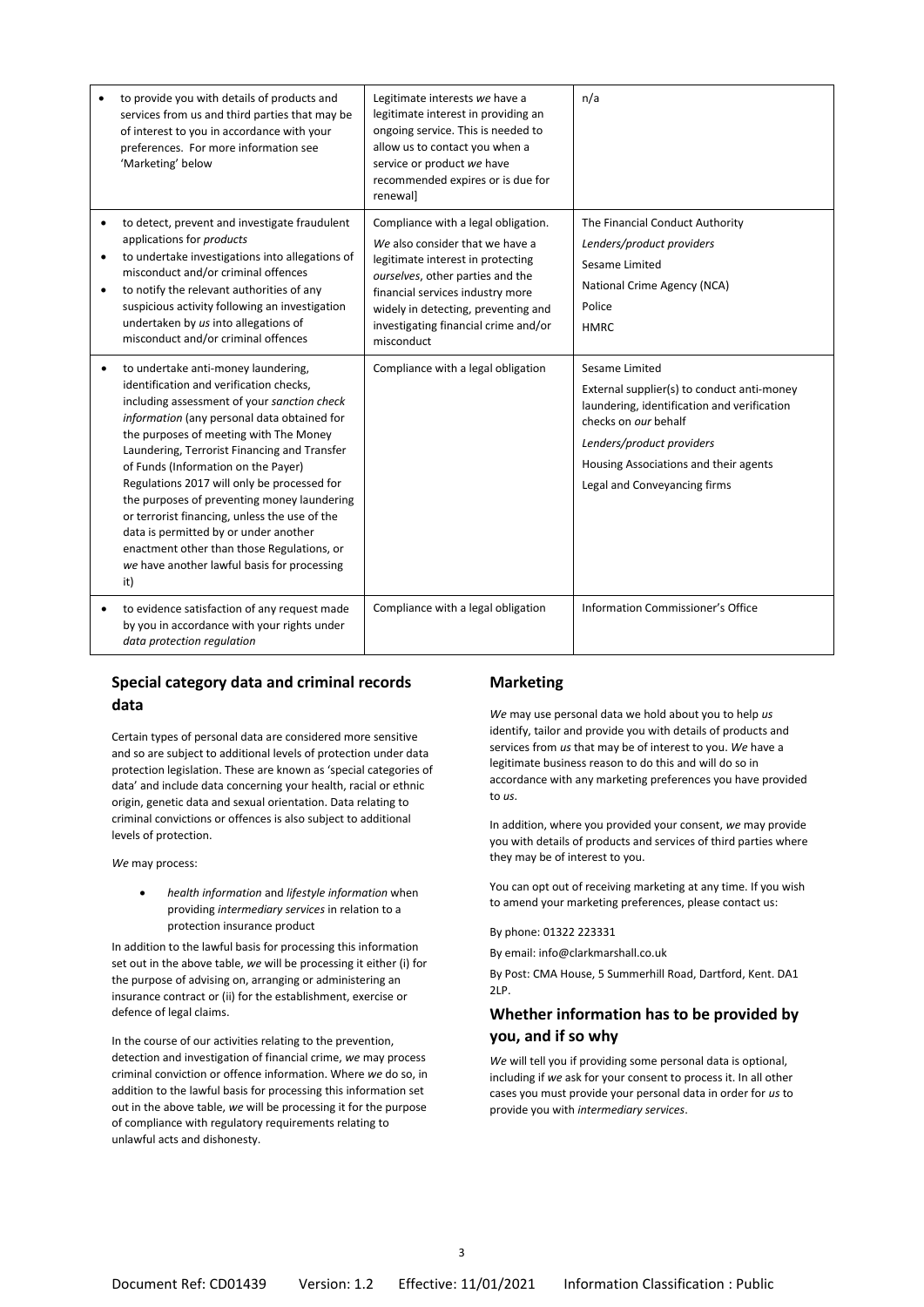| | | |
|---|---|---|
| • to provide you with details of products and services from us and third parties that may be of interest to you in accordance with your preferences. For more information see 'Marketing' below | Legitimate interests *we* have a legitimate interest in providing an ongoing service. This is needed to allow us to contact you when a service or product *we* have recommended expires or is due for renewal] | n/a |
| • to detect, prevent and investigate fraudulent applications for *products*<br>• to undertake investigations into allegations of misconduct and/or criminal offences<br>• to notify the relevant authorities of any suspicious activity following an investigation undertaken by *us* into allegations of misconduct and/or criminal offences | Compliance with a legal obligation.<br>*We* also consider that we have a legitimate interest in protecting *ourselves*, other parties and the financial services industry more widely in detecting, preventing and investigating financial crime and/or misconduct | The Financial Conduct Authority<br>*Lenders/product providers*<br>Sesame Limited<br>National Crime Agency (NCA)<br>Police<br>HMRC |
| • to undertake anti-money laundering, identification and verification checks, including assessment of your *sanction check information* (any personal data obtained for the purposes of meeting with The Money Laundering, Terrorist Financing and Transfer of Funds (Information on the Payer) Regulations 2017 will only be processed for the purposes of preventing money laundering or terrorist financing, unless the use of the data is permitted by or under another enactment other than those Regulations, or *we* have another lawful basis for processing it) | Compliance with a legal obligation | Sesame Limited<br>External supplier(s) to conduct anti-money laundering, identification and verification checks on *our* behalf<br>*Lenders/product providers*<br>Housing Associations and their agents<br>Legal and Conveyancing firms |
| • to evidence satisfaction of any request made by you in accordance with your rights under *data protection regulation* | Compliance with a legal obligation | Information Commissioner's Office |

## Special category data and criminal records data

Certain types of personal data are considered more sensitive and so are subject to additional levels of protection under data protection legislation. These are known as 'special categories of data' and include data concerning your health, racial or ethnic origin, genetic data and sexual orientation. Data relating to criminal convictions or offences is also subject to additional levels of protection.

*We* may process:

- *health information* and *lifestyle information* when providing *intermediary services* in relation to a protection insurance product

In addition to the lawful basis for processing this information set out in the above table, *we* will be processing it either (i) for the purpose of advising on, arranging or administering an insurance contract or (ii) for the establishment, exercise or defence of legal claims.

In the course of our activities relating to the prevention, detection and investigation of financial crime, *we* may process criminal conviction or offence information. Where *we* do so, in addition to the lawful basis for processing this information set out in the above table, *we* will be processing it for the purpose of compliance with regulatory requirements relating to unlawful acts and dishonesty.

## Marketing

*We* may use personal data we hold about you to help *us* identify, tailor and provide you with details of products and services from *us* that may be of interest to you. *We* have a legitimate business reason to do this and will do so in accordance with any marketing preferences you have provided to *us*.

In addition, where you provided your consent, *we* may provide you with details of products and services of third parties where they may be of interest to you.

You can opt out of receiving marketing at any time. If you wish to amend your marketing preferences, please contact us:

By phone: 01322 223331

By email: info@clarkmarshall.co.uk

By Post: CMA House, 5 Summerhill Road, Dartford, Kent. DA1 2LP.

## Whether information has to be provided by you, and if so why

*We* will tell you if providing some personal data is optional, including if *we* ask for your consent to process it. In all other cases you must provide your personal data in order for *us* to provide you with *intermediary services*.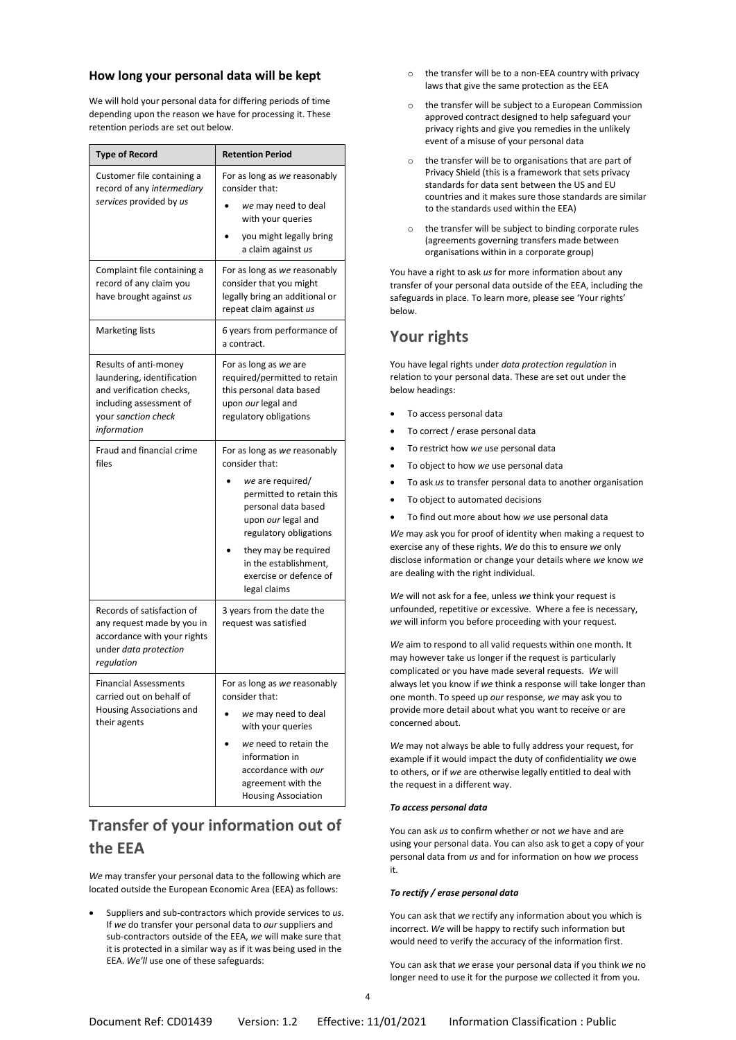### How long your personal data will be kept

We will hold your personal data for differing periods of time depending upon the reason we have for processing it. These retention periods are set out below.

| Type of Record | Retention Period |
|---|---|
| Customer file containing a record of any *intermediary services* provided by *us* | For as long as *we* reasonably consider that: <br>• *we* may need to deal with your queries <br>• you might legally bring a claim against *us* |
| Complaint file containing a record of any claim you have brought against *us* | For as long as *we* reasonably consider that you might legally bring an additional or repeat claim against *us* |
| Marketing lists | 6 years from performance of a contract. |
| Results of anti-money laundering, identification and verification checks, including assessment of your *sanction check information* | For as long as *we* are required/permitted to retain this personal data based upon *our* legal and regulatory obligations |
| Fraud and financial crime files | For as long as *we* reasonably consider that: <br>• *we* are required/ permitted to retain this personal data based upon *our* legal and regulatory obligations <br>• they may be required in the establishment, exercise or defence of legal claims |
| Records of satisfaction of any request made by you in accordance with your rights under *data protection regulation* | 3 years from the date the request was satisfied |
| Financial Assessments carried out on behalf of Housing Associations and their agents | For as long as *we* reasonably consider that: <br>• *we* may need to deal with your queries <br>• *we* need to retain the information in accordance with *our* agreement with the Housing Association |

## Transfer of your information out of the EEA

*We* may transfer your personal data to the following which are located outside the European Economic Area (EEA) as follows:

- Suppliers and sub-contractors which provide services to *us*. If *we* do transfer your personal data to *our* suppliers and sub-contractors outside of the EEA, *we* will make sure that it is protected in a similar way as if it was being used in the EEA. *We'll* use one of these safeguards:
  - the transfer will be to a non-EEA country with privacy laws that give the same protection as the EEA
  - the transfer will be subject to a European Commission approved contract designed to help safeguard your privacy rights and give you remedies in the unlikely event of a misuse of your personal data
  - the transfer will be to organisations that are part of Privacy Shield (this is a framework that sets privacy standards for data sent between the US and EU countries and it makes sure those standards are similar to the standards used within the EEA)
  - the transfer will be subject to binding corporate rules (agreements governing transfers made between organisations within in a corporate group)

You have a right to ask *us* for more information about any transfer of your personal data outside of the EEA, including the safeguards in place. To learn more, please see 'Your rights' below.

## Your rights

You have legal rights under *data protection regulation* in relation to your personal data. These are set out under the below headings:

- To access personal data
- To correct / erase personal data
- To restrict how *we* use personal data
- To object to how *we* use personal data
- To ask *us* to transfer personal data to another organisation
- To object to automated decisions
- To find out more about how *we* use personal data

*We* may ask you for proof of identity when making a request to exercise any of these rights. *We* do this to ensure *we* only disclose information or change your details where *we* know *we* are dealing with the right individual.

*We* will not ask for a fee, unless *we* think your request is unfounded, repetitive or excessive. Where a fee is necessary, *we* will inform you before proceeding with your request.

*We* aim to respond to all valid requests within one month. It may however take us longer if the request is particularly complicated or you have made several requests. *We* will always let you know if *we* think a response will take longer than one month. To speed up *our* response, *we* may ask you to provide more detail about what you want to receive or are concerned about.

*We* may not always be able to fully address your request, for example if it would impact the duty of confidentiality *we* owe to others, or if *we* are otherwise legally entitled to deal with the request in a different way.

***To access personal data***

You can ask *us* to confirm whether or not *we* have and are using your personal data. You can also ask to get a copy of your personal data from *us* and for information on how *we* process it.

***To rectify / erase personal data***

You can ask that *we* rectify any information about you which is incorrect. *We* will be happy to rectify such information but would need to verify the accuracy of the information first.

You can ask that *we* erase your personal data if you think *we* no longer need to use it for the purpose *we* collected it from you.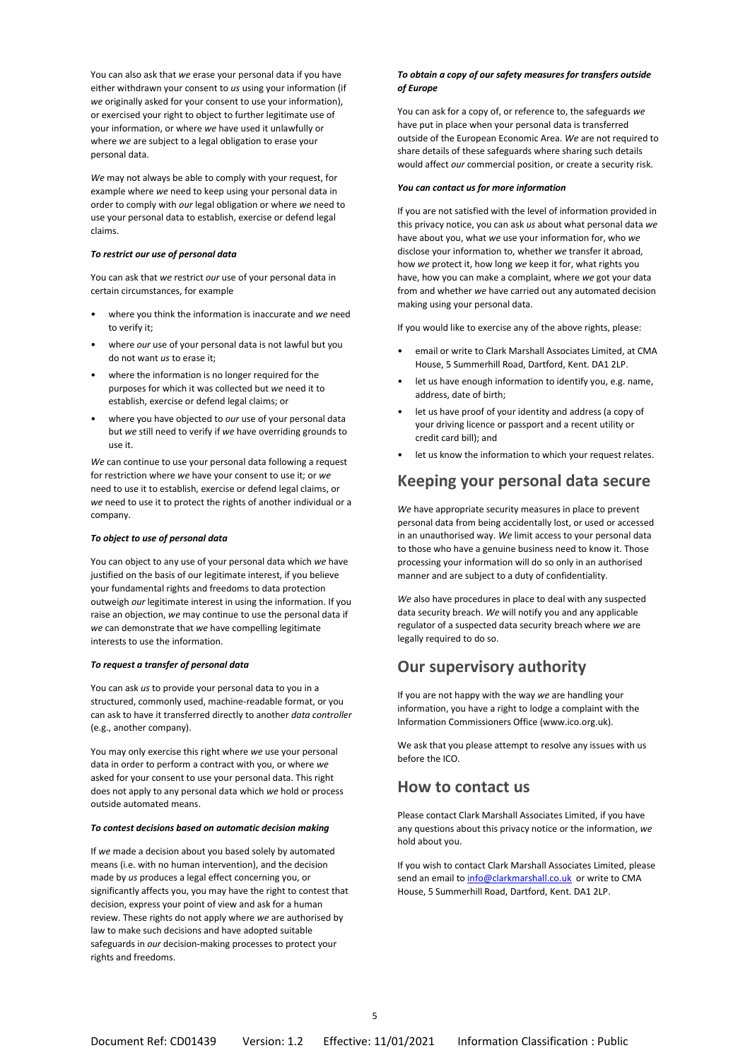You can also ask that *we* erase your personal data if you have either withdrawn your consent to *us* using your information (if *we* originally asked for your consent to use your information), or exercised your right to object to further legitimate use of your information, or where *we* have used it unlawfully or where *we* are subject to a legal obligation to erase your personal data.

*We* may not always be able to comply with your request, for example where *we* need to keep using your personal data in order to comply with *our* legal obligation or where *we* need to use your personal data to establish, exercise or defend legal claims.

***To restrict our use of personal data***

You can ask that *we* restrict *our* use of your personal data in certain circumstances, for example

- where you think the information is inaccurate and *we* need to verify it;
- where *our* use of your personal data is not lawful but you do not want *us* to erase it;
- where the information is no longer required for the purposes for which it was collected but *we* need it to establish, exercise or defend legal claims; or
- where you have objected to *our* use of your personal data but *we* still need to verify if *we* have overriding grounds to use it.

*We* can continue to use your personal data following a request for restriction where *we* have your consent to use it; or *we* need to use it to establish, exercise or defend legal claims, or *we* need to use it to protect the rights of another individual or a company.

***To object to use of personal data***

You can object to any use of your personal data which *we* have justified on the basis of our legitimate interest, if you believe your fundamental rights and freedoms to data protection outweigh *our* legitimate interest in using the information. If you raise an objection, *we* may continue to use the personal data if *we* can demonstrate that *we* have compelling legitimate interests to use the information.

***To request a transfer of personal data***

You can ask *us* to provide your personal data to you in a structured, commonly used, machine-readable format, or you can ask to have it transferred directly to another *data controller* (e.g., another company).

You may only exercise this right where *we* use your personal data in order to perform a contract with you, or where *we* asked for your consent to use your personal data. This right does not apply to any personal data which *we* hold or process outside automated means.

***To contest decisions based on automatic decision making***

If *we* made a decision about you based solely by automated means (i.e. with no human intervention), and the decision made by *us* produces a legal effect concerning you, or significantly affects you, you may have the right to contest that decision, express your point of view and ask for a human review. These rights do not apply where *we* are authorised by law to make such decisions and have adopted suitable safeguards in *our* decision-making processes to protect your rights and freedoms.

***To obtain a copy of our safety measures for transfers outside of Europe***

You can ask for a copy of, or reference to, the safeguards *we* have put in place when your personal data is transferred outside of the European Economic Area. *We* are not required to share details of these safeguards where sharing such details would affect *our* commercial position, or create a security risk.

***You can contact us for more information***

If you are not satisfied with the level of information provided in this privacy notice, you can ask *us* about what personal data *we* have about you, what *we* use your information for, who *we* disclose your information to, whether *we* transfer it abroad, how *we* protect it, how long *we* keep it for, what rights you have, how you can make a complaint, where *we* got your data from and whether *we* have carried out any automated decision making using your personal data.

If you would like to exercise any of the above rights, please:

- email or write to Clark Marshall Associates Limited, at CMA House, 5 Summerhill Road, Dartford, Kent. DA1 2LP.
- let us have enough information to identify you, e.g. name, address, date of birth;
- let us have proof of your identity and address (a copy of your driving licence or passport and a recent utility or credit card bill); and
- let us know the information to which your request relates.

## Keeping your personal data secure

*We* have appropriate security measures in place to prevent personal data from being accidentally lost, or used or accessed in an unauthorised way. *We* limit access to your personal data to those who have a genuine business need to know it. Those processing your information will do so only in an authorised manner and are subject to a duty of confidentiality.

*We* also have procedures in place to deal with any suspected data security breach. *We* will notify you and any applicable regulator of a suspected data security breach where *we* are legally required to do so.

## Our supervisory authority

If you are not happy with the way *we* are handling your information, you have a right to lodge a complaint with the Information Commissioners Office (www.ico.org.uk).

We ask that you please attempt to resolve any issues with us before the ICO.

## How to contact us

Please contact Clark Marshall Associates Limited, if you have any questions about this privacy notice or the information, *we* hold about you.

If you wish to contact Clark Marshall Associates Limited, please send an email to info@clarkmarshall.co.uk or write to CMA House, 5 Summerhill Road, Dartford, Kent. DA1 2LP.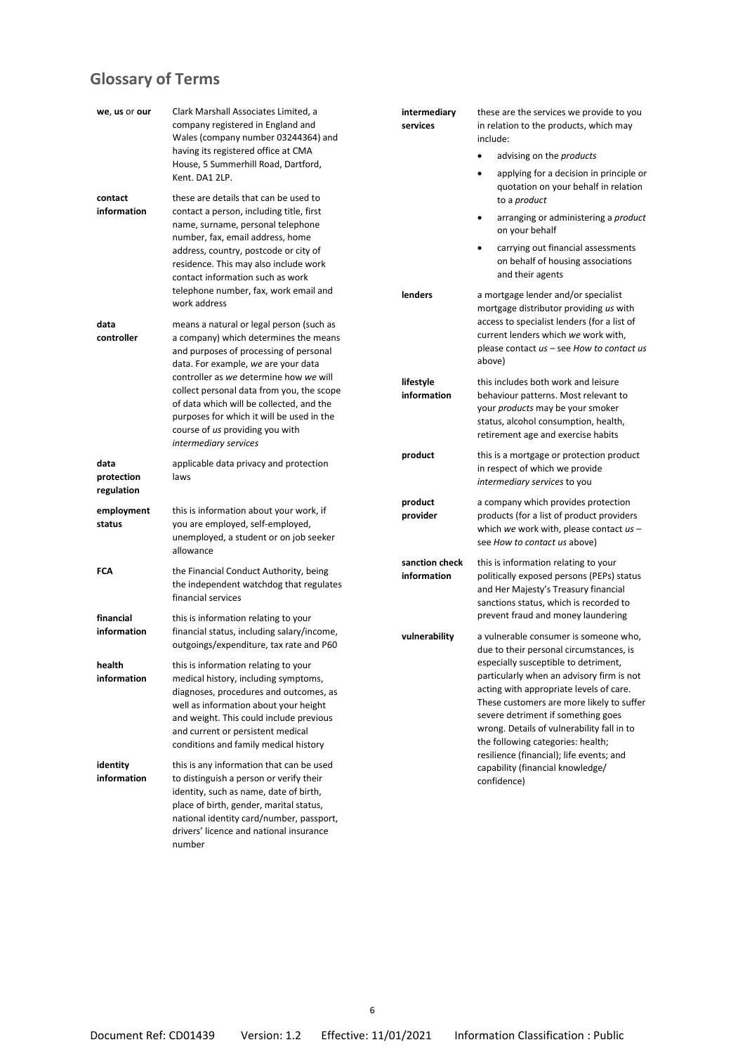## Glossary of Terms

**we**, **us** or **our** — Clark Marshall Associates Limited, a company registered in England and Wales (company number 03244364) and having its registered office at CMA House, 5 Summerhill Road, Dartford, Kent. DA1 2LP.

**contact information** — these are details that can be used to contact a person, including title, first name, surname, personal telephone number, fax, email address, home address, country, postcode or city of residence. This may also include work contact information such as work telephone number, fax, work email and work address

**data controller** — means a natural or legal person (such as a company) which determines the means and purposes of processing of personal data. For example, *we* are your data controller as *we* determine how *we* will collect personal data from you, the scope of data which will be collected, and the purposes for which it will be used in the course of *us* providing you with *intermediary services*

**data protection regulation** — applicable data privacy and protection laws

**employment status** — this is information about your work, if you are employed, self-employed, unemployed, a student or on job seeker allowance

**FCA** — the Financial Conduct Authority, being the independent watchdog that regulates financial services

**financial information** — this is information relating to your financial status, including salary/income, outgoings/expenditure, tax rate and P60

**health information** — this is information relating to your medical history, including symptoms, diagnoses, procedures and outcomes, as well as information about your height and weight. This could include previous and current or persistent medical conditions and family medical history

**identity information** — this is any information that can be used to distinguish a person or verify their identity, such as name, date of birth, place of birth, gender, marital status, national identity card/number, passport, drivers' licence and national insurance number

**intermediary services** — these are the services we provide to you in relation to the products, which may include:

- advising on the *products*
- applying for a decision in principle or quotation on your behalf in relation to a *product*
- arranging or administering a *product* on your behalf
- carrying out financial assessments on behalf of housing associations and their agents

**lenders** — a mortgage lender and/or specialist mortgage distributor providing *us* with access to specialist lenders (for a list of current lenders which *we* work with, please contact *us* – see *How to contact us* above)

**lifestyle information** — this includes both work and leisure behaviour patterns. Most relevant to your *products* may be your smoker status, alcohol consumption, health, retirement age and exercise habits

**product** — this is a mortgage or protection product in respect of which we provide *intermediary services* to you

**product provider** — a company which provides protection products (for a list of product providers which *we* work with, please contact *us* – see *How to contact us* above)

**sanction check information** — this is information relating to your politically exposed persons (PEPs) status and Her Majesty's Treasury financial sanctions status, which is recorded to prevent fraud and money laundering

**vulnerability** — a vulnerable consumer is someone who, due to their personal circumstances, is especially susceptible to detriment, particularly when an advisory firm is not acting with appropriate levels of care. These customers are more likely to suffer severe detriment if something goes wrong. Details of vulnerability fall in to the following categories: health; resilience (financial); life events; and capability (financial knowledge/ confidence)

Document Ref: CD01439 Version: 1.2 Effective: 11/01/2021 Information Classification : Public